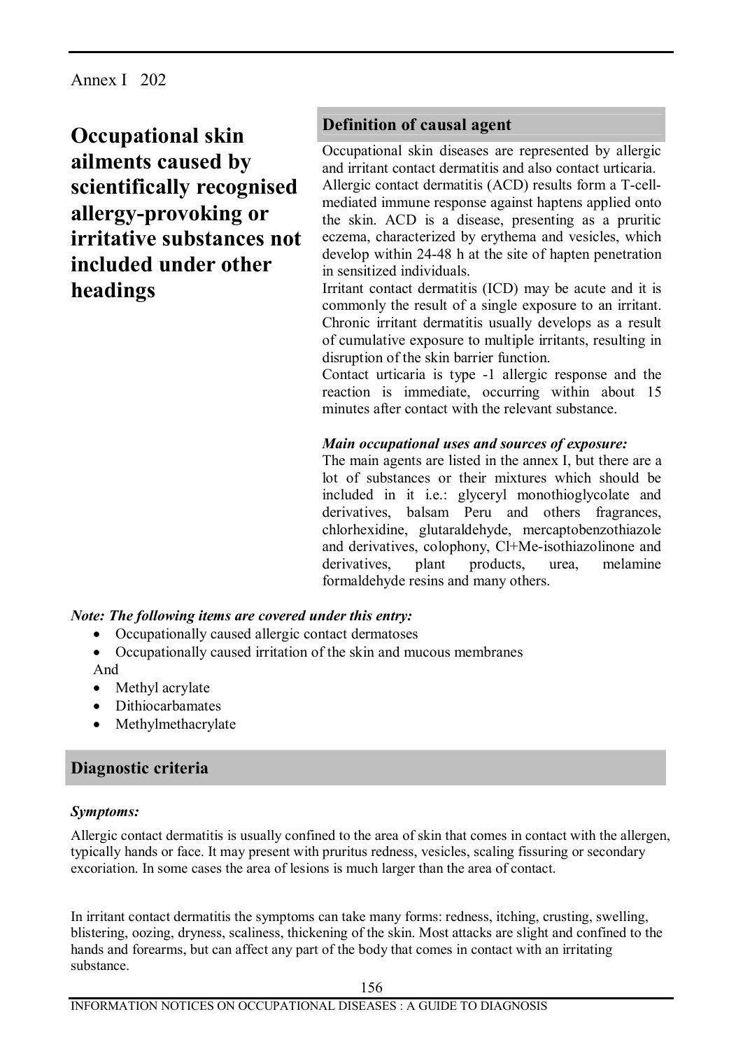Annex I 202

# Occupational skin ailments caused by scientifically recognised allergy-provoking or irritative substances not included under other headings

## Definition of causal agent

Occupational skin diseases are represented by allergic and irritant contact dermatitis and also contact urticaria.
Allergic contact dermatitis (ACD) results form a T-cell-mediated immune response against haptens applied onto the skin. ACD is a disease, presenting as a pruritic eczema, characterized by erythema and vesicles, which develop within 24-48 h at the site of hapten penetration in sensitized individuals.
Irritant contact dermatitis (ICD) may be acute and it is commonly the result of a single exposure to an irritant. Chronic irritant dermatitis usually develops as a result of cumulative exposure to multiple irritants, resulting in disruption of the skin barrier function.
Contact urticaria is type -1 allergic response and the reaction is immediate, occurring within about 15 minutes after contact with the relevant substance.

***Main occupational uses and sources of exposure:***
The main agents are listed in the annex I, but there are a lot of substances or their mixtures which should be included in it i.e.: glyceryl monothioglycolate and derivatives, balsam Peru and others fragrances, chlorhexidine, glutaraldehyde, mercaptobenzothiazole and derivatives, colophony, Cl+Me-isothiazolinone and derivatives, plant products, urea, melamine formaldehyde resins and many others.

***Note: The following items are covered under this entry:***

- Occupationally caused allergic contact dermatoses
- Occupationally caused irritation of the skin and mucous membranes

And

- Methyl acrylate
- Dithiocarbamates
- Methylmethacrylate

## Diagnostic criteria

***Symptoms:***

Allergic contact dermatitis is usually confined to the area of skin that comes in contact with the allergen, typically hands or face. It may present with pruritus redness, vesicles, scaling fissuring or secondary excoriation. In some cases the area of lesions is much larger than the area of contact.

In irritant contact dermatitis the symptoms can take many forms: redness, itching, crusting, swelling, blistering, oozing, dryness, scaliness, thickening of the skin. Most attacks are slight and confined to the hands and forearms, but can affect any part of the body that comes in contact with an irritating substance.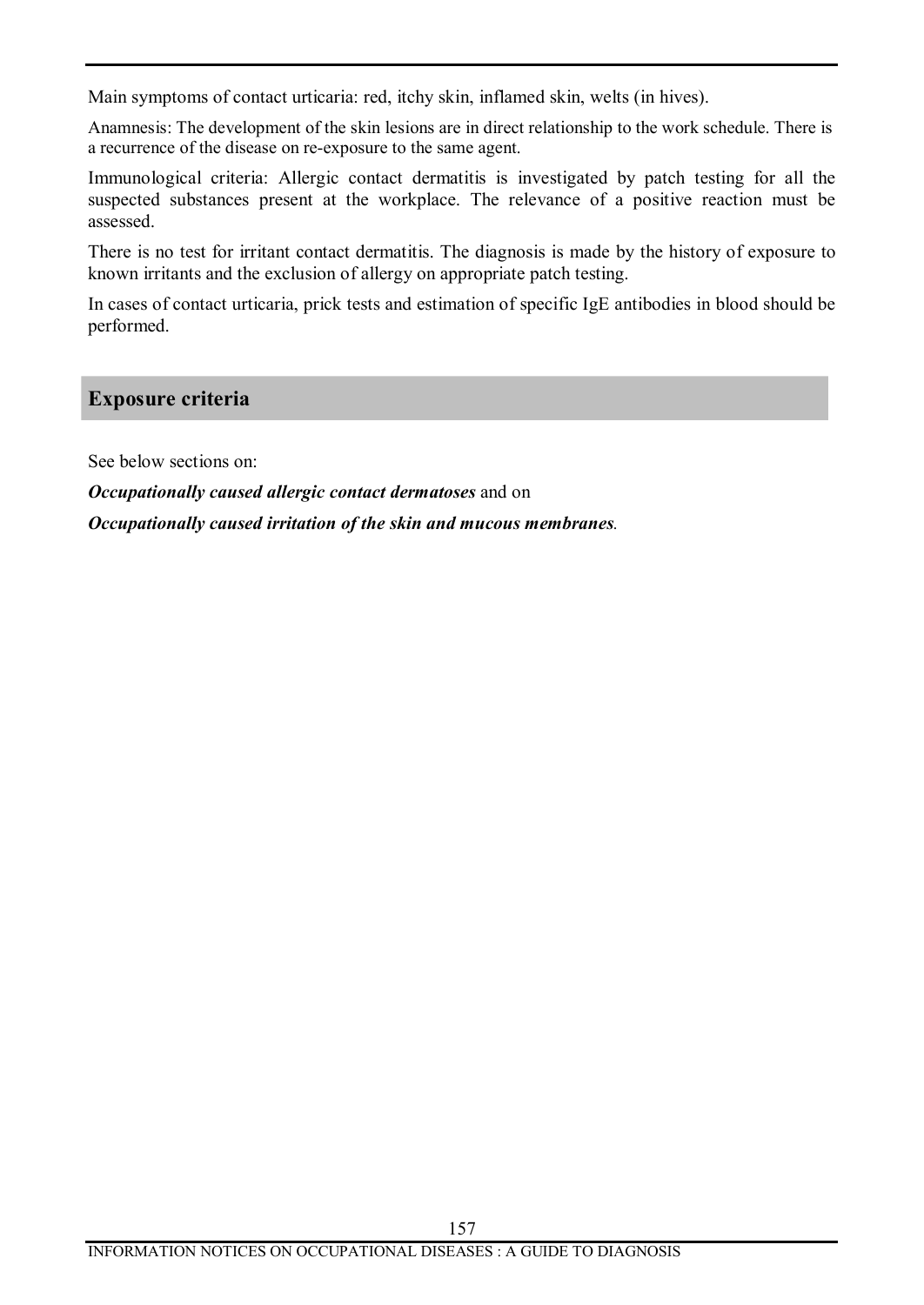Main symptoms of contact urticaria: red, itchy skin, inflamed skin, welts (in hives).

Anamnesis: The development of the skin lesions are in direct relationship to the work schedule. There is a recurrence of the disease on re-exposure to the same agent.

Immunological criteria: Allergic contact dermatitis is investigated by patch testing for all the suspected substances present at the workplace. The relevance of a positive reaction must be assessed.

There is no test for irritant contact dermatitis. The diagnosis is made by the history of exposure to known irritants and the exclusion of allergy on appropriate patch testing.

In cases of contact urticaria, prick tests and estimation of specific IgE antibodies in blood should be performed.

## Exposure criteria

See below sections on:

***Occupationally caused allergic contact dermatoses*** and on

***Occupationally caused irritation of the skin and mucous membranes***.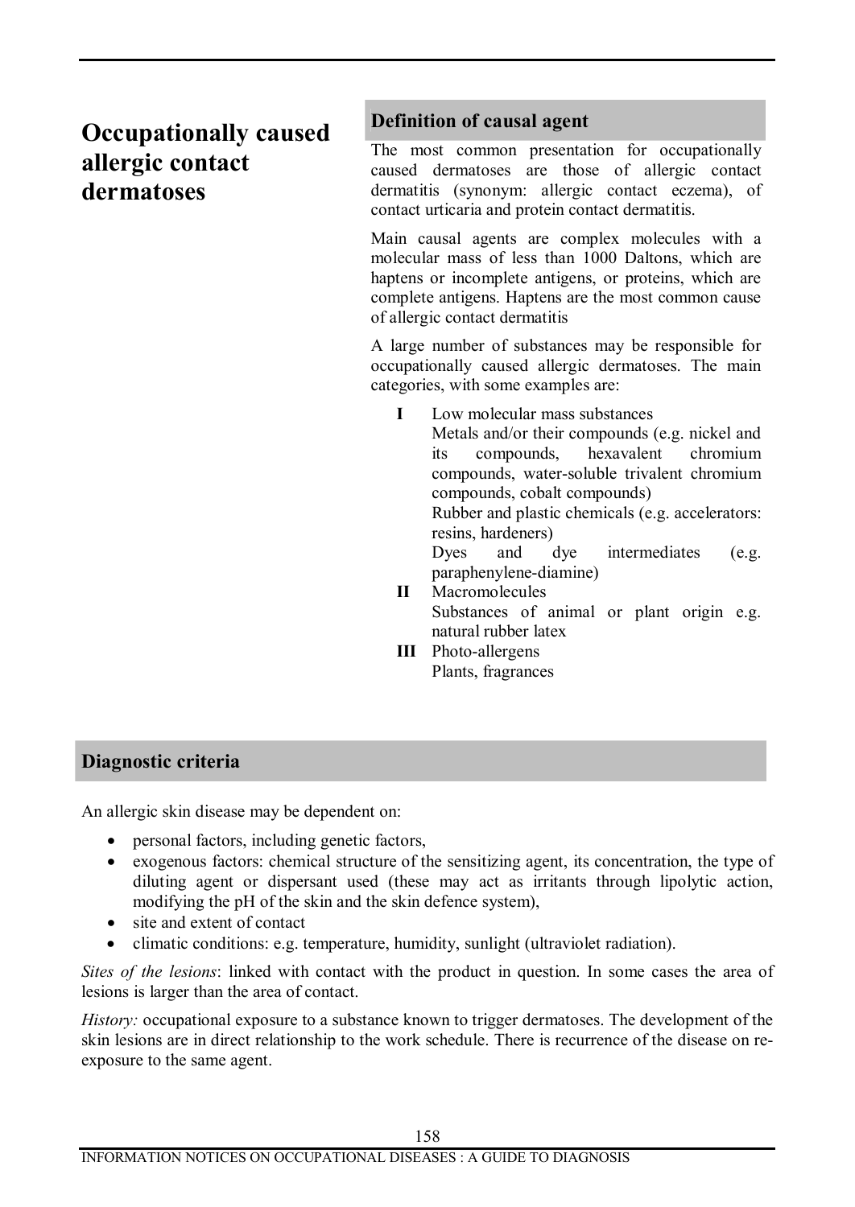# Occupationally caused allergic contact dermatoses

## Definition of causal agent

The most common presentation for occupationally caused dermatoses are those of allergic contact dermatitis (synonym: allergic contact eczema), of contact urticaria and protein contact dermatitis.

Main causal agents are complex molecules with a molecular mass of less than 1000 Daltons, which are haptens or incomplete antigens, or proteins, which are complete antigens. Haptens are the most common cause of allergic contact dermatitis

A large number of substances may be responsible for occupationally caused allergic dermatoses. The main categories, with some examples are:

**I** Low molecular mass substances
Metals and/or their compounds (e.g. nickel and its compounds, hexavalent chromium compounds, water-soluble trivalent chromium compounds, cobalt compounds)
Rubber and plastic chemicals (e.g. accelerators: resins, hardeners)
Dyes and dye intermediates (e.g. paraphenylene-diamine)

**II** Macromolecules
Substances of animal or plant origin e.g. natural rubber latex

**III** Photo-allergens
Plants, fragrances

## Diagnostic criteria

An allergic skin disease may be dependent on:

- personal factors, including genetic factors,
- exogenous factors: chemical structure of the sensitizing agent, its concentration, the type of diluting agent or dispersant used (these may act as irritants through lipolytic action, modifying the pH of the skin and the skin defence system),
- site and extent of contact
- climatic conditions: e.g. temperature, humidity, sunlight (ultraviolet radiation).

*Sites of the lesions*: linked with contact with the product in question. In some cases the area of lesions is larger than the area of contact.

*History:* occupational exposure to a substance known to trigger dermatoses. The development of the skin lesions are in direct relationship to the work schedule. There is recurrence of the disease on re-exposure to the same agent.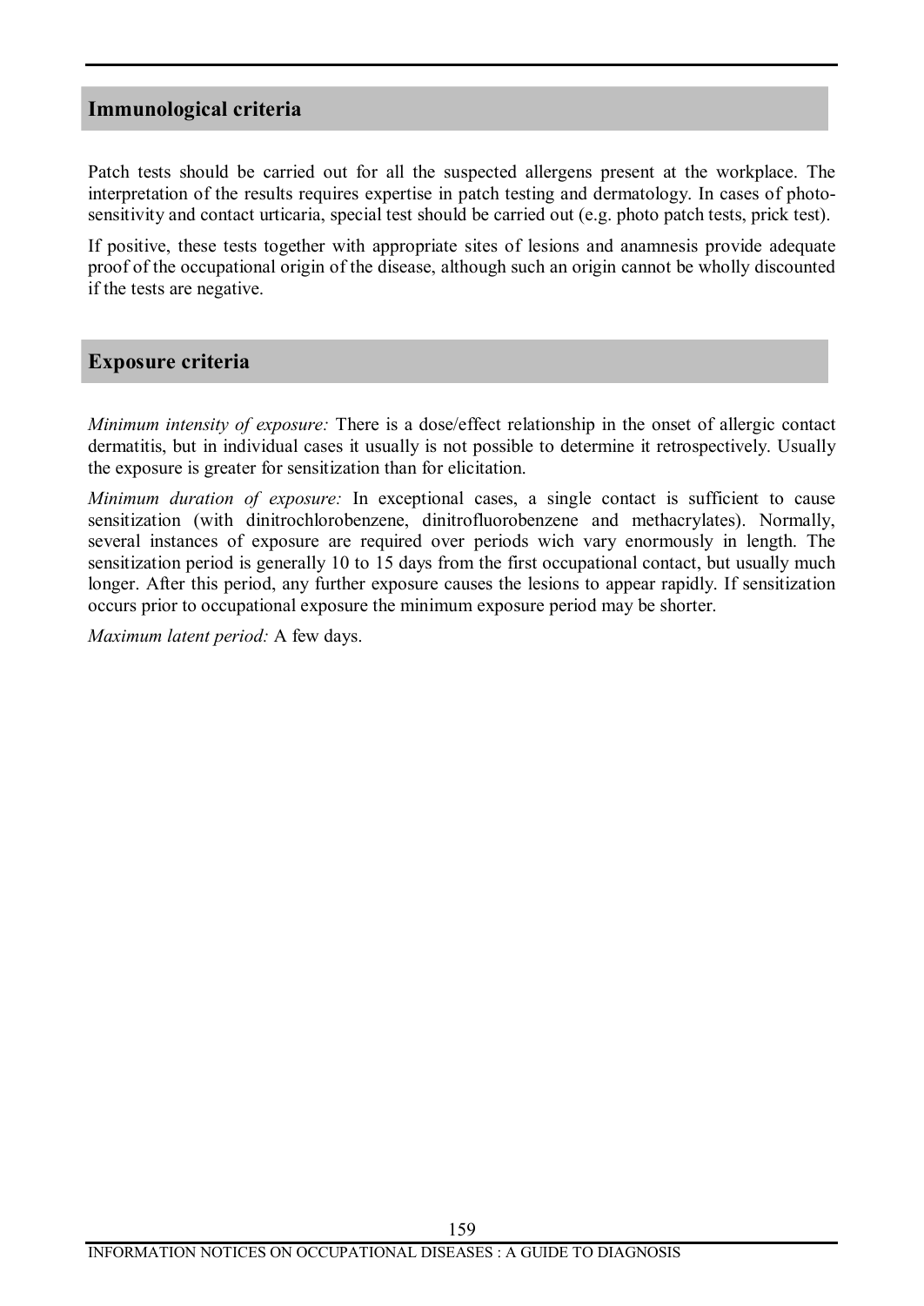## Immunological criteria

Patch tests should be carried out for all the suspected allergens present at the workplace. The interpretation of the results requires expertise in patch testing and dermatology. In cases of photo-sensitivity and contact urticaria, special test should be carried out (e.g. photo patch tests, prick test).

If positive, these tests together with appropriate sites of lesions and anamnesis provide adequate proof of the occupational origin of the disease, although such an origin cannot be wholly discounted if the tests are negative.

## Exposure criteria

*Minimum intensity of exposure:* There is a dose/effect relationship in the onset of allergic contact dermatitis, but in individual cases it usually is not possible to determine it retrospectively. Usually the exposure is greater for sensitization than for elicitation.

*Minimum duration of exposure:* In exceptional cases, a single contact is sufficient to cause sensitization (with dinitrochlorobenzene, dinitrofluorobenzene and methacrylates). Normally, several instances of exposure are required over periods wich vary enormously in length. The sensitization period is generally 10 to 15 days from the first occupational contact, but usually much longer. After this period, any further exposure causes the lesions to appear rapidly. If sensitization occurs prior to occupational exposure the minimum exposure period may be shorter.

*Maximum latent period:* A few days.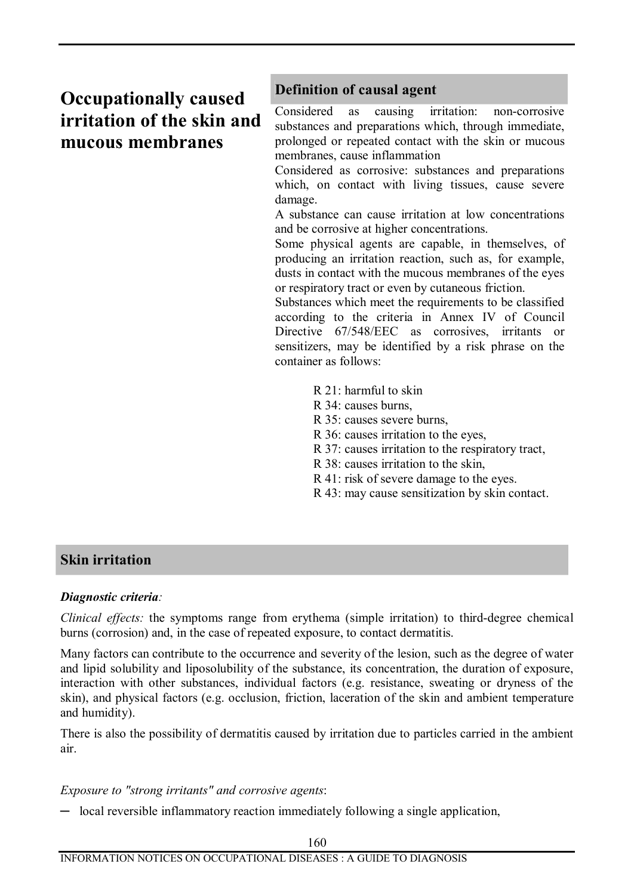# Occupationally caused irritation of the skin and mucous membranes

## Definition of causal agent

Considered as causing irritation: non-corrosive substances and preparations which, through immediate, prolonged or repeated contact with the skin or mucous membranes, cause inflammation

Considered as corrosive: substances and preparations which, on contact with living tissues, cause severe damage.

A substance can cause irritation at low concentrations and be corrosive at higher concentrations.

Some physical agents are capable, in themselves, of producing an irritation reaction, such as, for example, dusts in contact with the mucous membranes of the eyes or respiratory tract or even by cutaneous friction.

Substances which meet the requirements to be classified according to the criteria in Annex IV of Council Directive 67/548/EEC as corrosives, irritants or sensitizers, may be identified by a risk phrase on the container as follows:

- R 21: harmful to skin
- R 34: causes burns,
- R 35: causes severe burns,
- R 36: causes irritation to the eyes,
- R 37: causes irritation to the respiratory tract,
- R 38: causes irritation to the skin,
- R 41: risk of severe damage to the eyes.
- R 43: may cause sensitization by skin contact.

## Skin irritation

***Diagnostic criteria:***

*Clinical effects:* the symptoms range from erythema (simple irritation) to third-degree chemical burns (corrosion) and, in the case of repeated exposure, to contact dermatitis.

Many factors can contribute to the occurrence and severity of the lesion, such as the degree of water and lipid solubility and liposolubility of the substance, its concentration, the duration of exposure, interaction with other substances, individual factors (e.g. resistance, sweating or dryness of the skin), and physical factors (e.g. occlusion, friction, laceration of the skin and ambient temperature and humidity).

There is also the possibility of dermatitis caused by irritation due to particles carried in the ambient air.

*Exposure to "strong irritants" and corrosive agents*:

- local reversible inflammatory reaction immediately following a single application,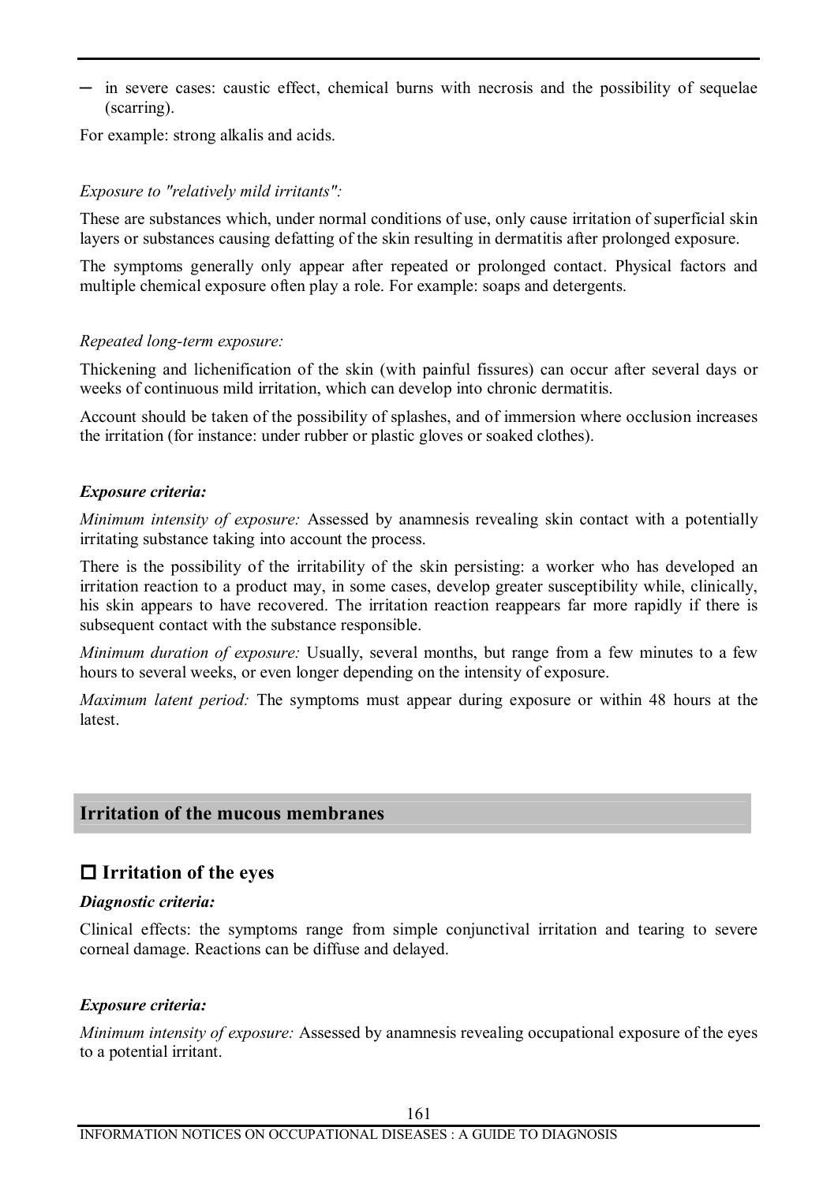- in severe cases: caustic effect, chemical burns with necrosis and the possibility of sequelae (scarring).

For example: strong alkalis and acids.

*Exposure to "relatively mild irritants":*

These are substances which, under normal conditions of use, only cause irritation of superficial skin layers or substances causing defatting of the skin resulting in dermatitis after prolonged exposure.

The symptoms generally only appear after repeated or prolonged contact. Physical factors and multiple chemical exposure often play a role. For example: soaps and detergents.

*Repeated long-term exposure:*

Thickening and lichenification of the skin (with painful fissures) can occur after several days or weeks of continuous mild irritation, which can develop into chronic dermatitis.

Account should be taken of the possibility of splashes, and of immersion where occlusion increases the irritation (for instance: under rubber or plastic gloves or soaked clothes).

***Exposure criteria:***

*Minimum intensity of exposure:* Assessed by anamnesis revealing skin contact with a potentially irritating substance taking into account the process.

There is the possibility of the irritability of the skin persisting: a worker who has developed an irritation reaction to a product may, in some cases, develop greater susceptibility while, clinically, his skin appears to have recovered. The irritation reaction reappears far more rapidly if there is subsequent contact with the substance responsible.

*Minimum duration of exposure:* Usually, several months, but range from a few minutes to a few hours to several weeks, or even longer depending on the intensity of exposure.

*Maximum latent period:* The symptoms must appear during exposure or within 48 hours at the latest.

## Irritation of the mucous membranes

### □ Irritation of the eyes

***Diagnostic criteria:***

Clinical effects: the symptoms range from simple conjunctival irritation and tearing to severe corneal damage. Reactions can be diffuse and delayed.

***Exposure criteria:***

*Minimum intensity of exposure:* Assessed by anamnesis revealing occupational exposure of the eyes to a potential irritant.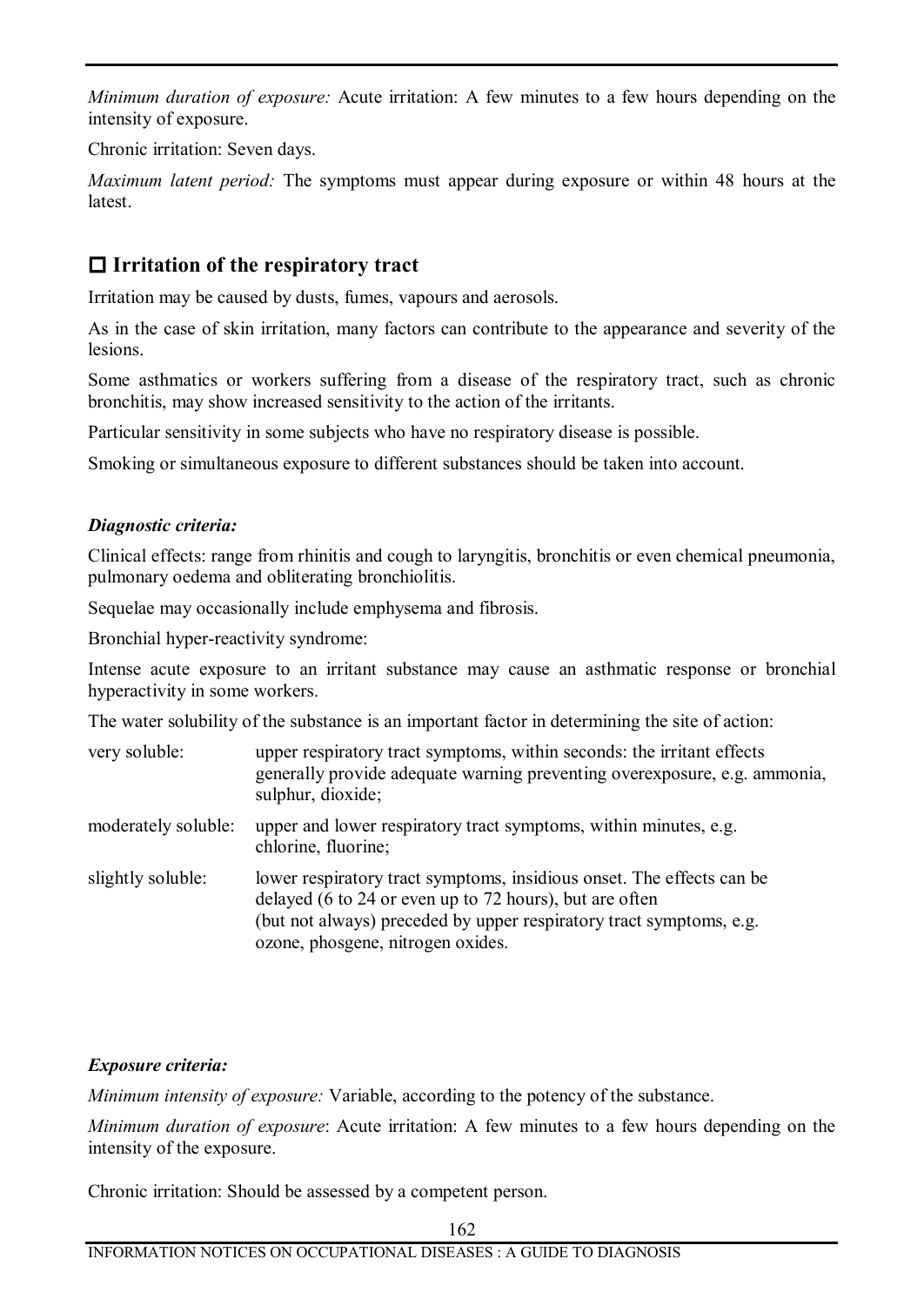*Minimum duration of exposure:* Acute irritation: A few minutes to a few hours depending on the intensity of exposure.

Chronic irritation: Seven days.

*Maximum latent period:* The symptoms must appear during exposure or within 48 hours at the latest.

## □ Irritation of the respiratory tract

Irritation may be caused by dusts, fumes, vapours and aerosols.

As in the case of skin irritation, many factors can contribute to the appearance and severity of the lesions.

Some asthmatics or workers suffering from a disease of the respiratory tract, such as chronic bronchitis, may show increased sensitivity to the action of the irritants.

Particular sensitivity in some subjects who have no respiratory disease is possible.

Smoking or simultaneous exposure to different substances should be taken into account.

### *Diagnostic criteria:*

Clinical effects: range from rhinitis and cough to laryngitis, bronchitis or even chemical pneumonia, pulmonary oedema and obliterating bronchiolitis.

Sequelae may occasionally include emphysema and fibrosis.

Bronchial hyper-reactivity syndrome:

Intense acute exposure to an irritant substance may cause an asthmatic response or bronchial hyperactivity in some workers.

The water solubility of the substance is an important factor in determining the site of action:

| | |
|---|---|
| very soluble: | upper respiratory tract symptoms, within seconds: the irritant effects generally provide adequate warning preventing overexposure, e.g. ammonia, sulphur, dioxide; |
| moderately soluble: | upper and lower respiratory tract symptoms, within minutes, e.g. chlorine, fluorine; |
| slightly soluble: | lower respiratory tract symptoms, insidious onset. The effects can be delayed (6 to 24 or even up to 72 hours), but are often (but not always) preceded by upper respiratory tract symptoms, e.g. ozone, phosgene, nitrogen oxides. |

### *Exposure criteria:*

*Minimum intensity of exposure:* Variable, according to the potency of the substance.

*Minimum duration of exposure*: Acute irritation: A few minutes to a few hours depending on the intensity of the exposure.

Chronic irritation: Should be assessed by a competent person.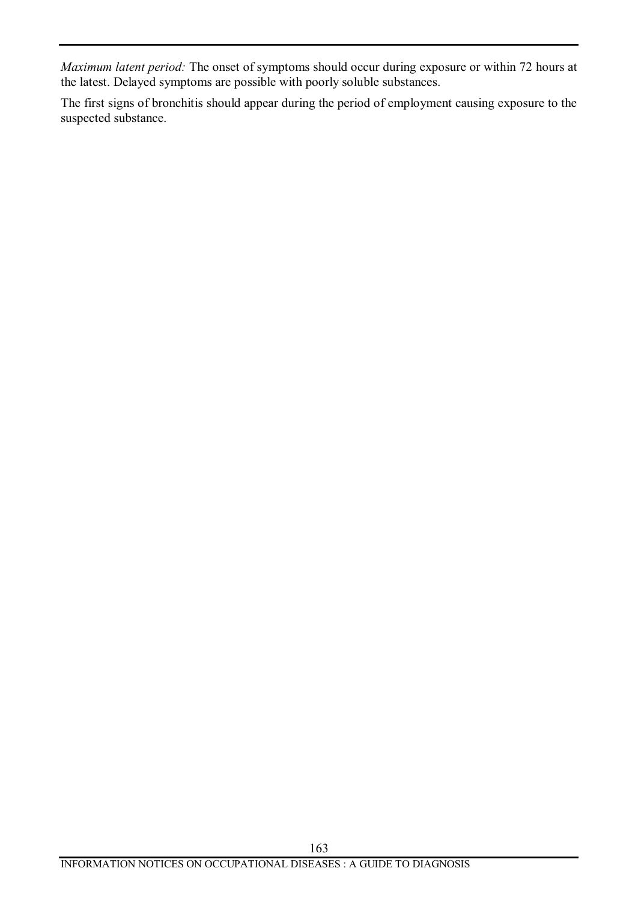*Maximum latent period:* The onset of symptoms should occur during exposure or within 72 hours at the latest. Delayed symptoms are possible with poorly soluble substances.

The first signs of bronchitis should appear during the period of employment causing exposure to the suspected substance.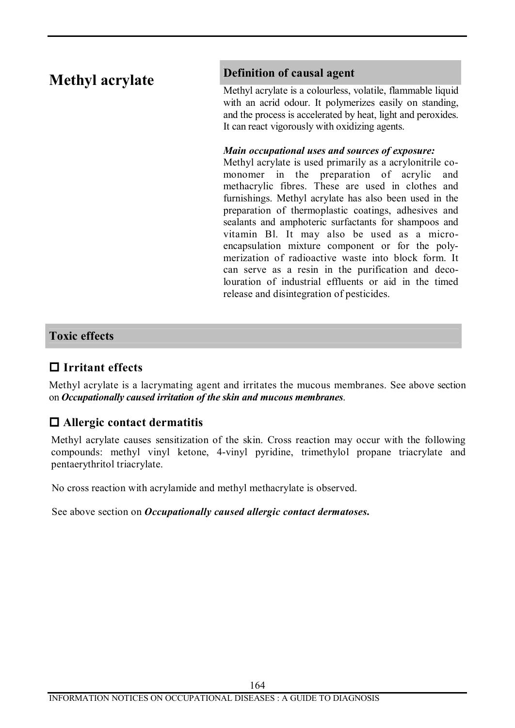# Methyl acrylate

## Definition of causal agent

Methyl acrylate is a colourless, volatile, flammable liquid with an acrid odour. It polymerizes easily on standing, and the process is accelerated by heat, light and peroxides. It can react vigorously with oxidizing agents.

***Main occupational uses and sources of exposure:***
Methyl acrylate is used primarily as a acrylonitrile co-monomer in the preparation of acrylic and methacrylic fibres. These are used in clothes and furnishings. Methyl acrylate has also been used in the preparation of thermoplastic coatings, adhesives and sealants and amphoteric surfactants for shampoos and vitamin Bl. It may also be used as a micro-encapsulation mixture component or for the poly-merization of radioactive waste into block form. It can serve as a resin in the purification and deco-louration of industrial effluents or aid in the timed release and disintegration of pesticides.

## Toxic effects

### ☐ Irritant effects

Methyl acrylate is a lacrymating agent and irritates the mucous membranes. See above section on ***Occupationally caused irritation of the skin and mucous membranes***.

### ☐ Allergic contact dermatitis

Methyl acrylate causes sensitization of the skin. Cross reaction may occur with the following compounds: methyl vinyl ketone, 4-vinyl pyridine, trimethylol propane triacrylate and pentaerythritol triacrylate.

No cross reaction with acrylamide and methyl methacrylate is observed.

See above section on ***Occupationally caused allergic contact dermatoses.***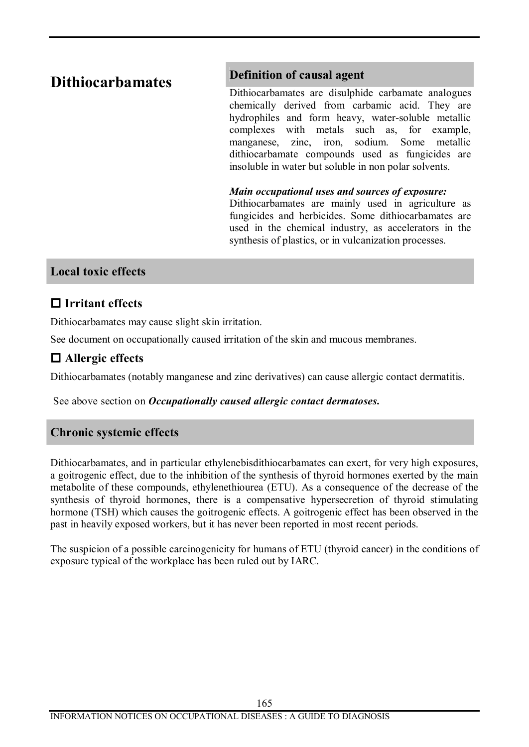# Dithiocarbamates

## Definition of causal agent

Dithiocarbamates are disulphide carbamate analogues chemically derived from carbamic acid. They are hydrophiles and form heavy, water-soluble metallic complexes with metals such as, for example, manganese, zinc, iron, sodium. Some metallic dithiocarbamate compounds used as fungicides are insoluble in water but soluble in non polar solvents.

***Main occupational uses and sources of exposure:***
Dithiocarbamates are mainly used in agriculture as fungicides and herbicides. Some dithiocarbamates are used in the chemical industry, as accelerators in the synthesis of plastics, or in vulcanization processes.

## Local toxic effects

### □ Irritant effects

Dithiocarbamates may cause slight skin irritation.

See document on occupationally caused irritation of the skin and mucous membranes.

### □ Allergic effects

Dithiocarbamates (notably manganese and zinc derivatives) can cause allergic contact dermatitis.

See above section on ***Occupationally caused allergic contact dermatoses.***

## Chronic systemic effects

Dithiocarbamates, and in particular ethylenebisdithiocarbamates can exert, for very high exposures, a goitrogenic effect, due to the inhibition of the synthesis of thyroid hormones exerted by the main metabolite of these compounds, ethylenethiourea (ETU). As a consequence of the decrease of the synthesis of thyroid hormones, there is a compensative hypersecretion of thyroid stimulating hormone (TSH) which causes the goitrogenic effects. A goitrogenic effect has been observed in the past in heavily exposed workers, but it has never been reported in most recent periods.

The suspicion of a possible carcinogenicity for humans of ETU (thyroid cancer) in the conditions of exposure typical of the workplace has been ruled out by IARC.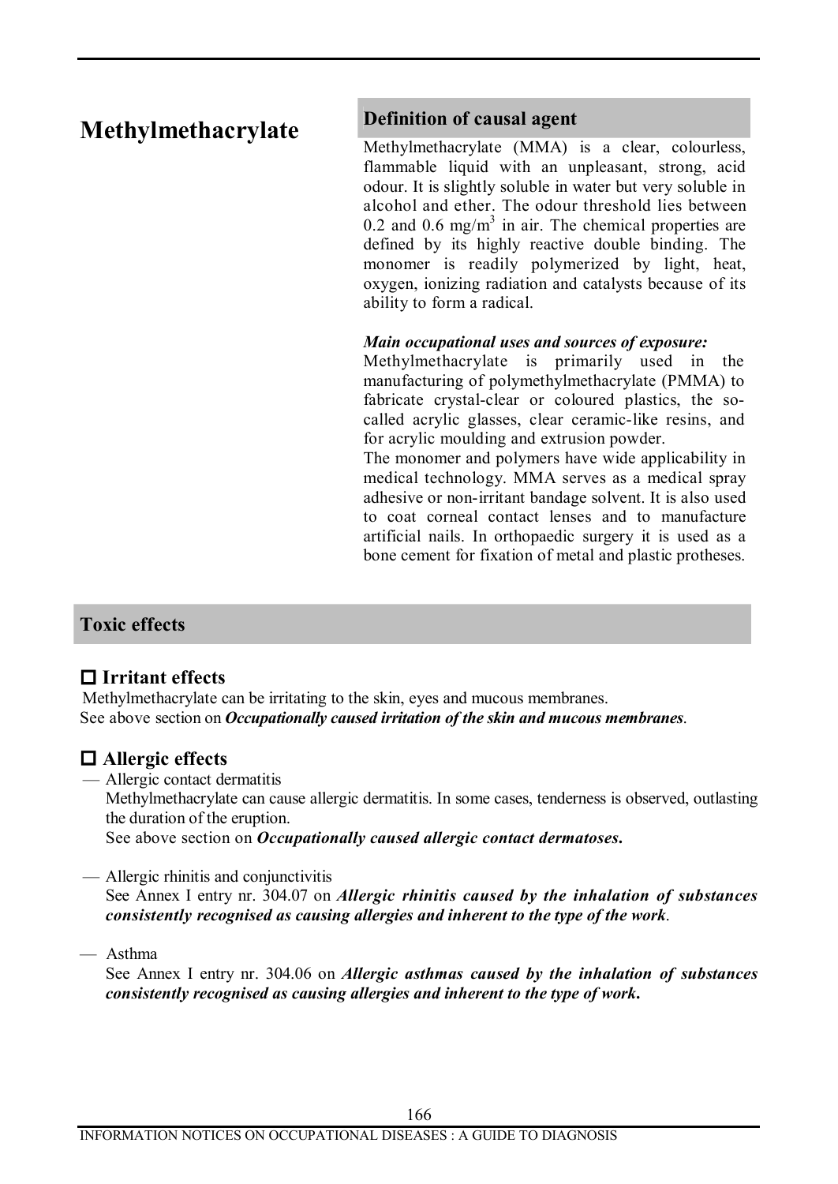# Methylmethacrylate

## Definition of causal agent

Methylmethacrylate (MMA) is a clear, colourless, flammable liquid with an unpleasant, strong, acid odour. It is slightly soluble in water but very soluble in alcohol and ether. The odour threshold lies between 0.2 and 0.6 $mg/m^3$ in air. The chemical properties are defined by its highly reactive double binding. The monomer is readily polymerized by light, heat, oxygen, ionizing radiation and catalysts because of its ability to form a radical.

***Main occupational uses and sources of exposure:***

Methylmethacrylate is primarily used in the manufacturing of polymethylmethacrylate (PMMA) to fabricate crystal-clear or coloured plastics, the so-called acrylic glasses, clear ceramic-like resins, and for acrylic moulding and extrusion powder.

The monomer and polymers have wide applicability in medical technology. MMA serves as a medical spray adhesive or non-irritant bandage solvent. It is also used to coat corneal contact lenses and to manufacture artificial nails. In orthopaedic surgery it is used as a bone cement for fixation of metal and plastic protheses.

## Toxic effects

### ☐ Irritant effects

Methylmethacrylate can be irritating to the skin, eyes and mucous membranes.

See above section on ***Occupationally caused irritation of the skin and mucous membranes***.

### ☐ Allergic effects

— Allergic contact dermatitis

Methylmethacrylate can cause allergic dermatitis. In some cases, tenderness is observed, outlasting the duration of the eruption.

See above section on ***Occupationally caused allergic contact dermatoses*.**

— Allergic rhinitis and conjunctivitis

See Annex I entry nr. 304.07 on ***Allergic rhinitis caused by the inhalation of substances consistently recognised as causing allergies and inherent to the type of the work***.

— Asthma

See Annex I entry nr. 304.06 on ***Allergic asthmas caused by the inhalation of substances consistently recognised as causing allergies and inherent to the type of work*.**